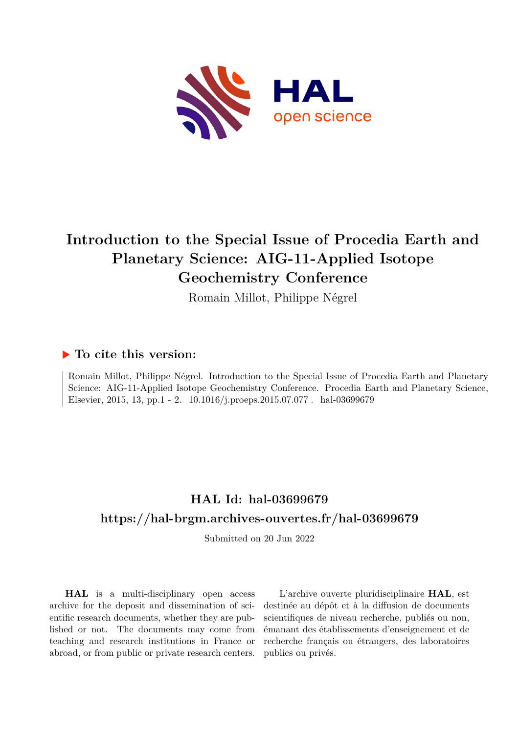# Introduction to the Special Issue of Procedia Earth and Planetary Science: AIG-11-Applied Isotope Geochemistry Conference

Romain Millot, Philippe Négrel

## ▶ To cite this version:

Romain Millot, Philippe Négrel. Introduction to the Special Issue of Procedia Earth and Planetary Science: AIG-11-Applied Isotope Geochemistry Conference. Procedia Earth and Planetary Science, Elsevier, 2015, 13, pp.1 - 2. 10.1016/j.proeps.2015.07.077 . hal-03699679

## HAL Id: hal-03699679

## https://hal-brgm.archives-ouvertes.fr/hal-03699679

Submitted on 20 Jun 2022

**HAL** is a multi-disciplinary open access archive for the deposit and dissemination of scientific research documents, whether they are published or not. The documents may come from teaching and research institutions in France or abroad, or from public or private research centers.

L'archive ouverte pluridisciplinaire **HAL**, est destinée au dépôt et à la diffusion de documents scientifiques de niveau recherche, publiés ou non, émanant des établissements d'enseignement et de recherche français ou étrangers, des laboratoires publics ou privés.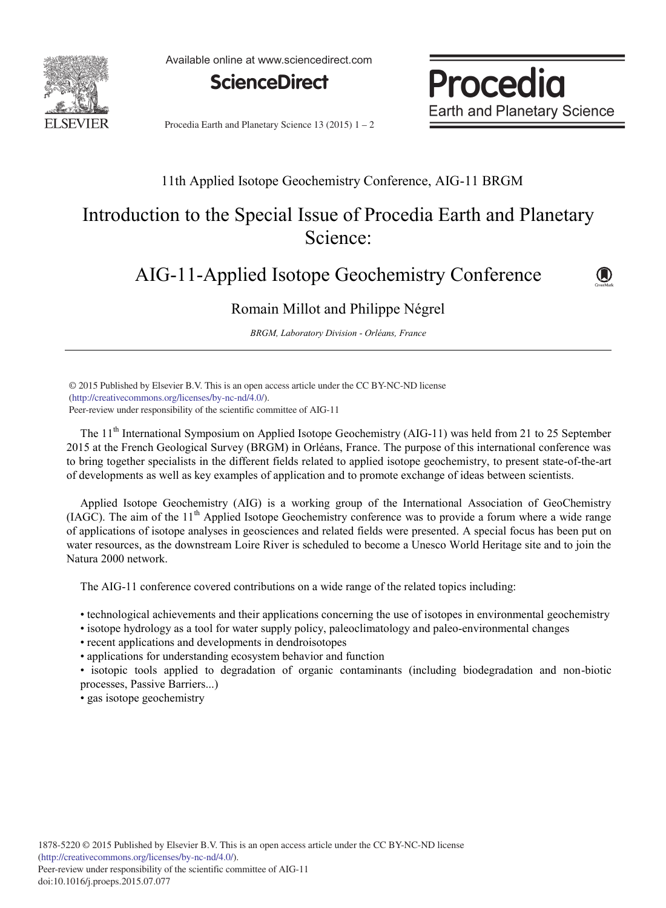11th Applied Isotope Geochemistry Conference, AIG-11 BRGM

# Introduction to the Special Issue of Procedia Earth and Planetary Science:

# AIG-11-Applied Isotope Geochemistry Conference

Romain Millot and Philippe Négrel

*BRGM, Laboratory Division - Orléans, France*

---

© 2015 Published by Elsevier B.V. This is an open access article under the CC BY-NC-ND license (http://creativecommons.org/licenses/by-nc-nd/4.0/).
Peer-review under responsibility of the scientific committee of AIG-11

The 11th International Symposium on Applied Isotope Geochemistry (AIG-11) was held from 21 to 25 September 2015 at the French Geological Survey (BRGM) in Orléans, France. The purpose of this international conference was to bring together specialists in the different fields related to applied isotope geochemistry, to present state-of-the-art of developments as well as key examples of application and to promote exchange of ideas between scientists.

Applied Isotope Geochemistry (AIG) is a working group of the International Association of GeoChemistry (IAGC). The aim of the 11th Applied Isotope Geochemistry conference was to provide a forum where a wide range of applications of isotope analyses in geosciences and related fields were presented. A special focus has been put on water resources, as the downstream Loire River is scheduled to become a Unesco World Heritage site and to join the Natura 2000 network.

The AIG-11 conference covered contributions on a wide range of the related topics including:

- technological achievements and their applications concerning the use of isotopes in environmental geochemistry
- isotope hydrology as a tool for water supply policy, paleoclimatology and paleo-environmental changes
- recent applications and developments in dendroisotopes
- applications for understanding ecosystem behavior and function
- isotopic tools applied to degradation of organic contaminants (including biodegradation and non-biotic processes, Passive Barriers...)
- gas isotope geochemistry

1878-5220 © 2015 Published by Elsevier B.V. This is an open access article under the CC BY-NC-ND license (http://creativecommons.org/licenses/by-nc-nd/4.0/).
Peer-review under responsibility of the scientific committee of AIG-11
doi:10.1016/j.proeps.2015.07.077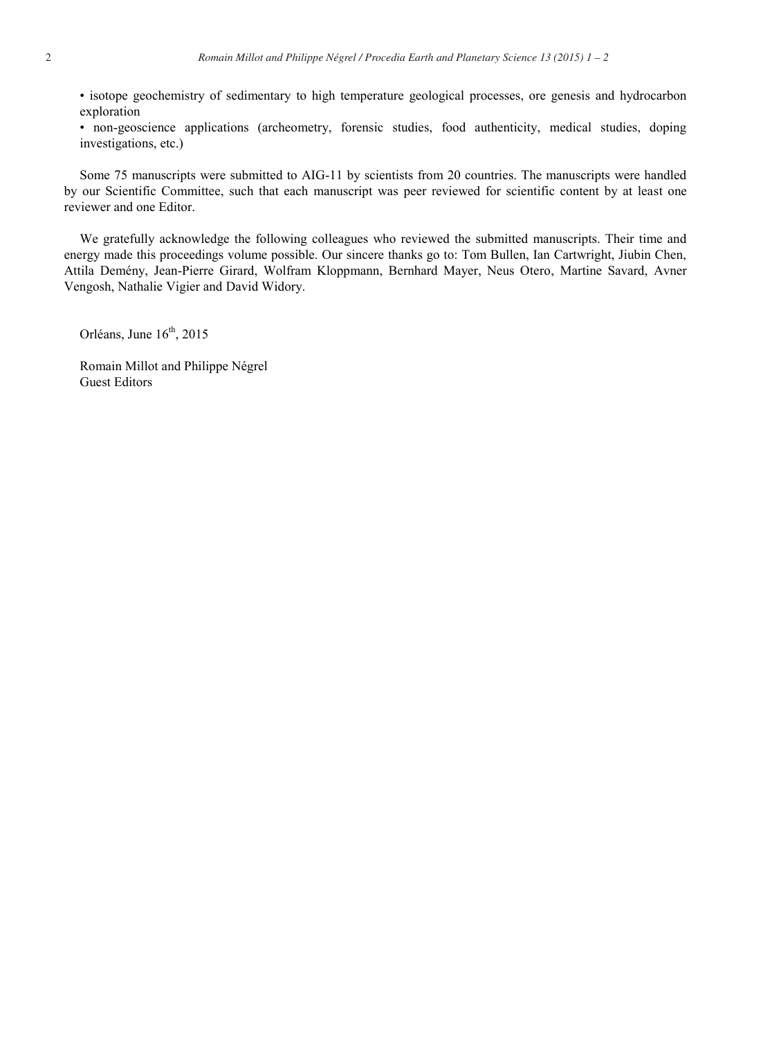- isotope geochemistry of sedimentary to high temperature geological processes, ore genesis and hydrocarbon exploration
- non-geoscience applications (archeometry, forensic studies, food authenticity, medical studies, doping investigations, etc.)

Some 75 manuscripts were submitted to AIG-11 by scientists from 20 countries. The manuscripts were handled by our Scientific Committee, such that each manuscript was peer reviewed for scientific content by at least one reviewer and one Editor.

We gratefully acknowledge the following colleagues who reviewed the submitted manuscripts. Their time and energy made this proceedings volume possible. Our sincere thanks go to: Tom Bullen, Ian Cartwright, Jiubin Chen, Attila Demény, Jean-Pierre Girard, Wolfram Kloppmann, Bernhard Mayer, Neus Otero, Martine Savard, Avner Vengosh, Nathalie Vigier and David Widory.

Orléans, June 16th, 2015

Romain Millot and Philippe Négrel
Guest Editors